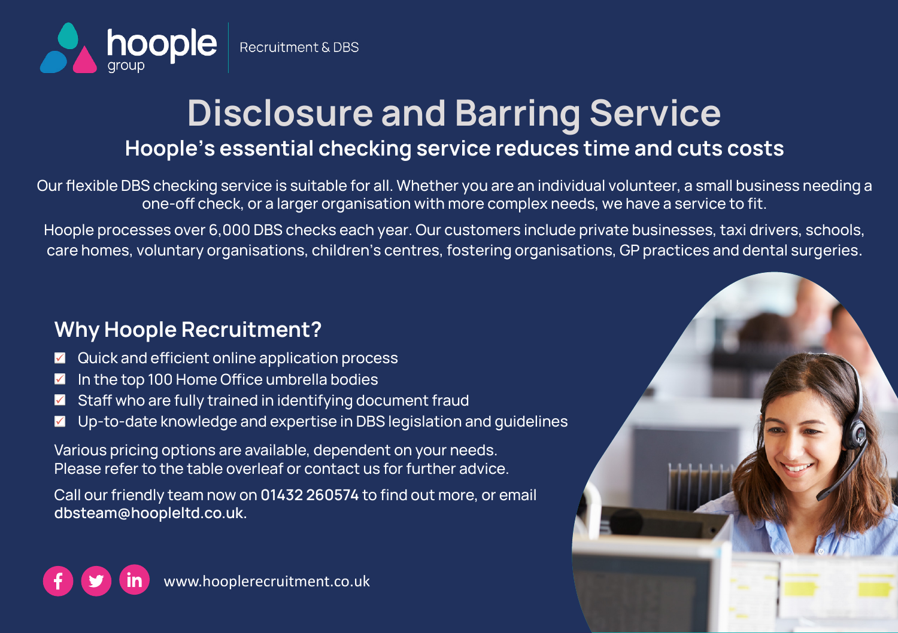hoople group | Recruitment & DBS

# Disclosure and Barring Service

## Hoople's essential checking service reduces time and cuts costs

Our flexible DBS checking service is suitable for all. Whether you are an individual volunteer, a small business needing a one-off check, or a larger organisation with more complex needs, we have a service to fit.

Hoople processes over 6,000 DBS checks each year. Our customers include private businesses, taxi drivers, schools, care homes, voluntary organisations, children's centres, fostering organisations, GP practices and dental surgeries.

## Why Hoople Recruitment?

- Quick and efficient online application process
- In the top 100 Home Office umbrella bodies
- Staff who are fully trained in identifying document fraud
- Up-to-date knowledge and expertise in DBS legislation and guidelines

Various pricing options are available, dependent on your needs.
Please refer to the table overleaf or contact us for further advice.

Call our friendly team now on **01432 260574** to find out more, or email **dbsteam@hoopleltd.co.uk**.

www.hooplerecruitment.co.uk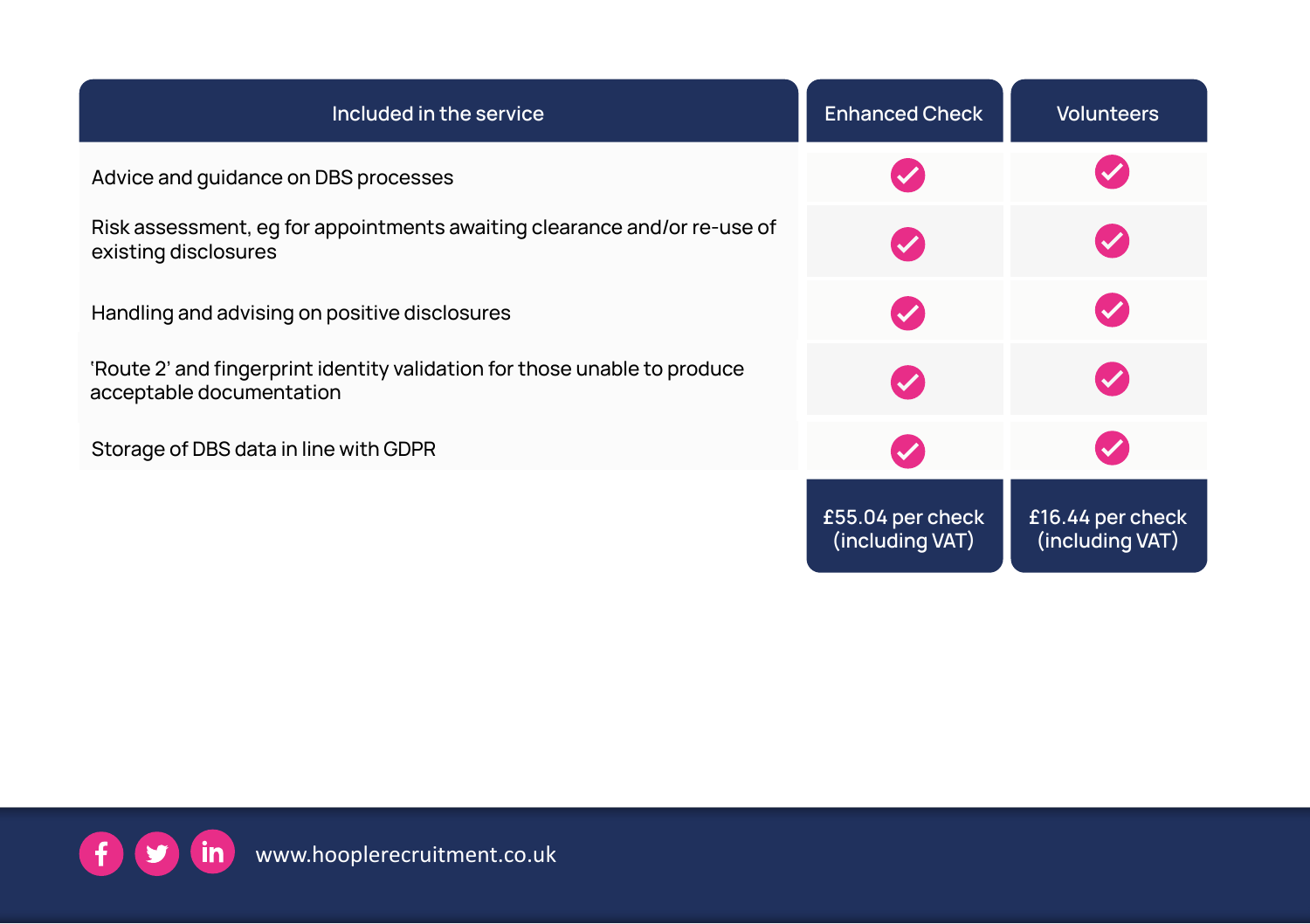| Included in the service | Enhanced Check | Volunteers |
|---|---|---|
| Advice and guidance on DBS processes | ✓ | ✓ |
| Risk assessment, eg for appointments awaiting clearance and/or re-use of existing disclosures | ✓ | ✓ |
| Handling and advising on positive disclosures | ✓ | ✓ |
| 'Route 2' and fingerprint identity validation for those unable to produce acceptable documentation | ✓ | ✓ |
| Storage of DBS data in line with GDPR | ✓ | ✓ |
| | £55.04 per check (including VAT) | £16.44 per check (including VAT) |

www.hooplerecruitment.co.uk